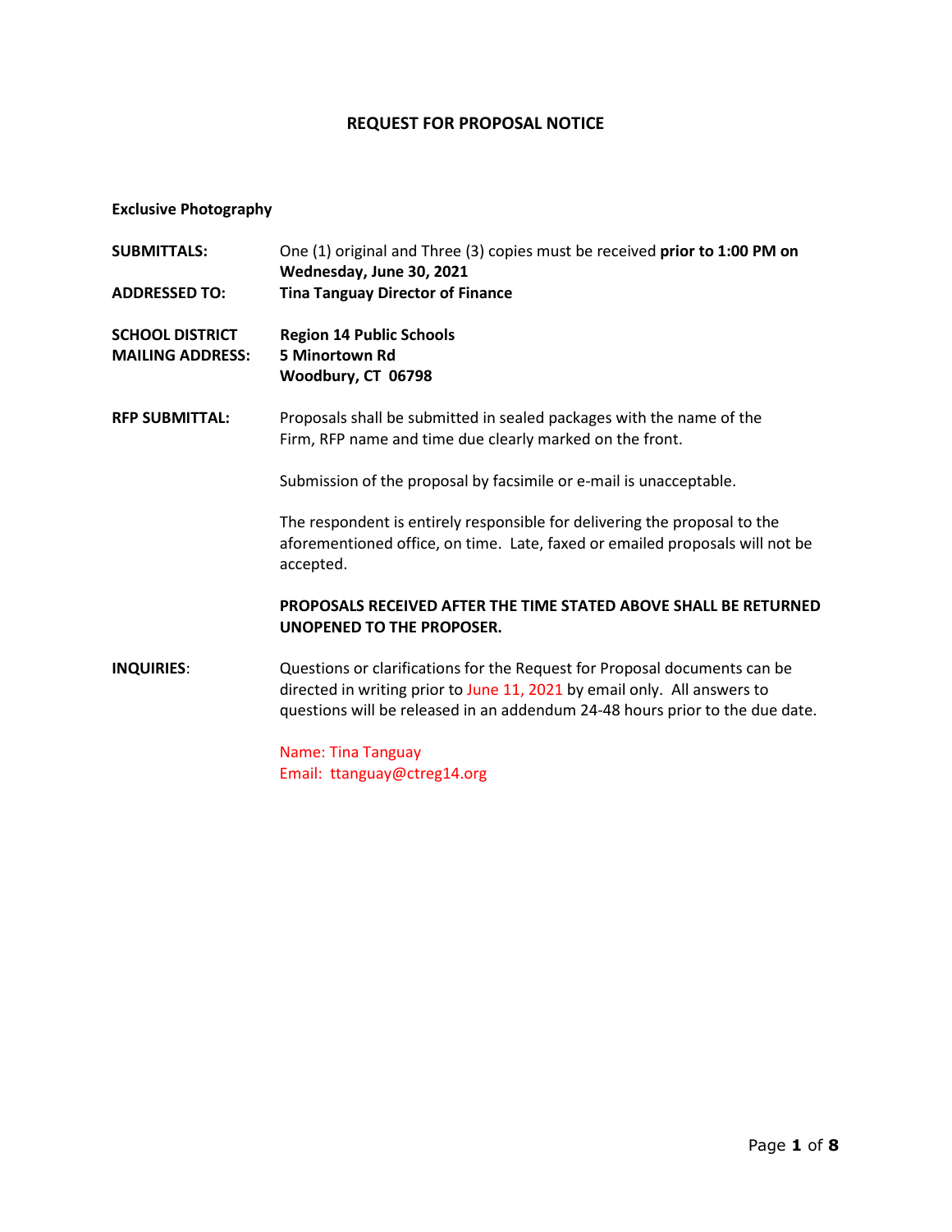# REQUEST FOR PROPOSAL NOTICE

**Exclusive Photography**

**SUBMITTALS:** One (1) original and Three (3) copies must be received **prior to 1:00 PM on Wednesday, June 30, 2021**

**ADDRESSED TO:** **Tina Tanguay Director of Finance**

**SCHOOL DISTRICT MAILING ADDRESS:**
**Region 14 Public Schools**
**5 Minortown Rd**
**Woodbury, CT 06798**

**RFP SUBMITTAL:** Proposals shall be submitted in sealed packages with the name of the Firm, RFP name and time due clearly marked on the front.

Submission of the proposal by facsimile or e-mail is unacceptable.

The respondent is entirely responsible for delivering the proposal to the aforementioned office, on time. Late, faxed or emailed proposals will not be accepted.

**PROPOSALS RECEIVED AFTER THE TIME STATED ABOVE SHALL BE RETURNED UNOPENED TO THE PROPOSER.**

**INQUIRIES**: Questions or clarifications for the Request for Proposal documents can be directed in writing prior to June 11, 2021 by email only. All answers to questions will be released in an addendum 24-48 hours prior to the due date.

Name: Tina Tanguay
Email: ttanguay@ctreg14.org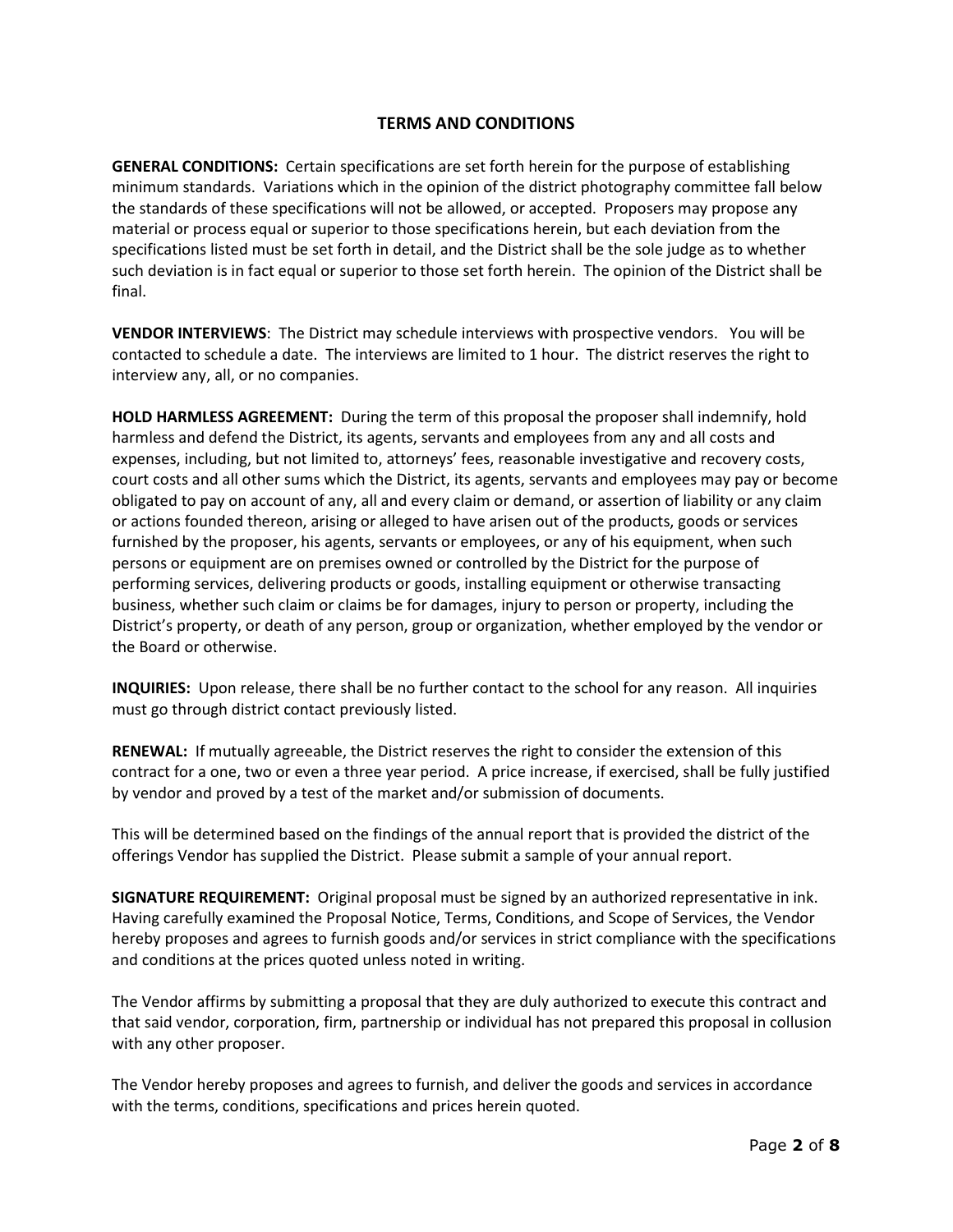## TERMS AND CONDITIONS

**GENERAL CONDITIONS:** Certain specifications are set forth herein for the purpose of establishing minimum standards. Variations which in the opinion of the district photography committee fall below the standards of these specifications will not be allowed, or accepted. Proposers may propose any material or process equal or superior to those specifications herein, but each deviation from the specifications listed must be set forth in detail, and the District shall be the sole judge as to whether such deviation is in fact equal or superior to those set forth herein. The opinion of the District shall be final.

**VENDOR INTERVIEWS**: The District may schedule interviews with prospective vendors. You will be contacted to schedule a date. The interviews are limited to 1 hour. The district reserves the right to interview any, all, or no companies.

**HOLD HARMLESS AGREEMENT:** During the term of this proposal the proposer shall indemnify, hold harmless and defend the District, its agents, servants and employees from any and all costs and expenses, including, but not limited to, attorneys' fees, reasonable investigative and recovery costs, court costs and all other sums which the District, its agents, servants and employees may pay or become obligated to pay on account of any, all and every claim or demand, or assertion of liability or any claim or actions founded thereon, arising or alleged to have arisen out of the products, goods or services furnished by the proposer, his agents, servants or employees, or any of his equipment, when such persons or equipment are on premises owned or controlled by the District for the purpose of performing services, delivering products or goods, installing equipment or otherwise transacting business, whether such claim or claims be for damages, injury to person or property, including the District's property, or death of any person, group or organization, whether employed by the vendor or the Board or otherwise.

**INQUIRIES:** Upon release, there shall be no further contact to the school for any reason. All inquiries must go through district contact previously listed.

**RENEWAL:** If mutually agreeable, the District reserves the right to consider the extension of this contract for a one, two or even a three year period. A price increase, if exercised, shall be fully justified by vendor and proved by a test of the market and/or submission of documents.

This will be determined based on the findings of the annual report that is provided the district of the offerings Vendor has supplied the District. Please submit a sample of your annual report.

**SIGNATURE REQUIREMENT:** Original proposal must be signed by an authorized representative in ink. Having carefully examined the Proposal Notice, Terms, Conditions, and Scope of Services, the Vendor hereby proposes and agrees to furnish goods and/or services in strict compliance with the specifications and conditions at the prices quoted unless noted in writing.

The Vendor affirms by submitting a proposal that they are duly authorized to execute this contract and that said vendor, corporation, firm, partnership or individual has not prepared this proposal in collusion with any other proposer.

The Vendor hereby proposes and agrees to furnish, and deliver the goods and services in accordance with the terms, conditions, specifications and prices herein quoted.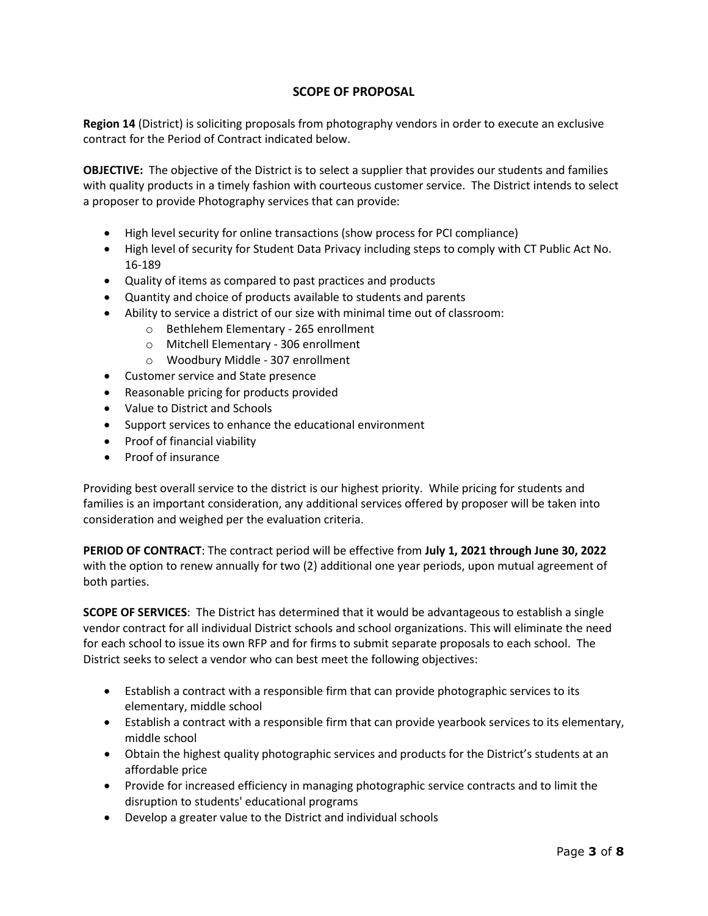## SCOPE OF PROPOSAL

**Region 14** (District) is soliciting proposals from photography vendors in order to execute an exclusive contract for the Period of Contract indicated below.

**OBJECTIVE:** The objective of the District is to select a supplier that provides our students and families with quality products in a timely fashion with courteous customer service. The District intends to select a proposer to provide Photography services that can provide:

- High level security for online transactions (show process for PCI compliance)
- High level of security for Student Data Privacy including steps to comply with CT Public Act No. 16-189
- Quality of items as compared to past practices and products
- Quantity and choice of products available to students and parents
- Ability to service a district of our size with minimal time out of classroom:
    - Bethlehem Elementary - 265 enrollment
    - Mitchell Elementary - 306 enrollment
    - Woodbury Middle - 307 enrollment
- Customer service and State presence
- Reasonable pricing for products provided
- Value to District and Schools
- Support services to enhance the educational environment
- Proof of financial viability
- Proof of insurance

Providing best overall service to the district is our highest priority. While pricing for students and families is an important consideration, any additional services offered by proposer will be taken into consideration and weighed per the evaluation criteria.

**PERIOD OF CONTRACT**: The contract period will be effective from **July 1, 2021 through June 30, 2022** with the option to renew annually for two (2) additional one year periods, upon mutual agreement of both parties.

**SCOPE OF SERVICES**: The District has determined that it would be advantageous to establish a single vendor contract for all individual District schools and school organizations. This will eliminate the need for each school to issue its own RFP and for firms to submit separate proposals to each school. The District seeks to select a vendor who can best meet the following objectives:

- Establish a contract with a responsible firm that can provide photographic services to its elementary, middle school
- Establish a contract with a responsible firm that can provide yearbook services to its elementary, middle school
- Obtain the highest quality photographic services and products for the District's students at an affordable price
- Provide for increased efficiency in managing photographic service contracts and to limit the disruption to students' educational programs
- Develop a greater value to the District and individual schools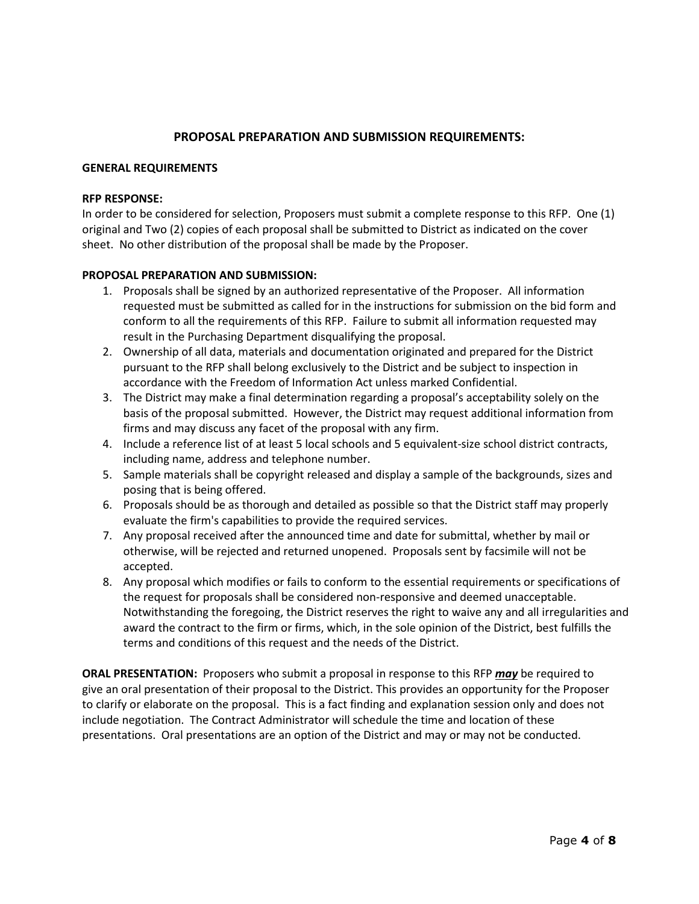## PROPOSAL PREPARATION AND SUBMISSION REQUIREMENTS:

**GENERAL REQUIREMENTS**

**RFP RESPONSE:**

In order to be considered for selection, Proposers must submit a complete response to this RFP. One (1) original and Two (2) copies of each proposal shall be submitted to District as indicated on the cover sheet. No other distribution of the proposal shall be made by the Proposer.

**PROPOSAL PREPARATION AND SUBMISSION:**

1. Proposals shall be signed by an authorized representative of the Proposer. All information requested must be submitted as called for in the instructions for submission on the bid form and conform to all the requirements of this RFP. Failure to submit all information requested may result in the Purchasing Department disqualifying the proposal.
2. Ownership of all data, materials and documentation originated and prepared for the District pursuant to the RFP shall belong exclusively to the District and be subject to inspection in accordance with the Freedom of Information Act unless marked Confidential.
3. The District may make a final determination regarding a proposal's acceptability solely on the basis of the proposal submitted. However, the District may request additional information from firms and may discuss any facet of the proposal with any firm.
4. Include a reference list of at least 5 local schools and 5 equivalent-size school district contracts, including name, address and telephone number.
5. Sample materials shall be copyright released and display a sample of the backgrounds, sizes and posing that is being offered.
6. Proposals should be as thorough and detailed as possible so that the District staff may properly evaluate the firm's capabilities to provide the required services.
7. Any proposal received after the announced time and date for submittal, whether by mail or otherwise, will be rejected and returned unopened. Proposals sent by facsimile will not be accepted.
8. Any proposal which modifies or fails to conform to the essential requirements or specifications of the request for proposals shall be considered non-responsive and deemed unacceptable. Notwithstanding the foregoing, the District reserves the right to waive any and all irregularities and award the contract to the firm or firms, which, in the sole opinion of the District, best fulfills the terms and conditions of this request and the needs of the District.

**ORAL PRESENTATION:** Proposers who submit a proposal in response to this RFP ***may*** be required to give an oral presentation of their proposal to the District. This provides an opportunity for the Proposer to clarify or elaborate on the proposal. This is a fact finding and explanation session only and does not include negotiation. The Contract Administrator will schedule the time and location of these presentations. Oral presentations are an option of the District and may or may not be conducted.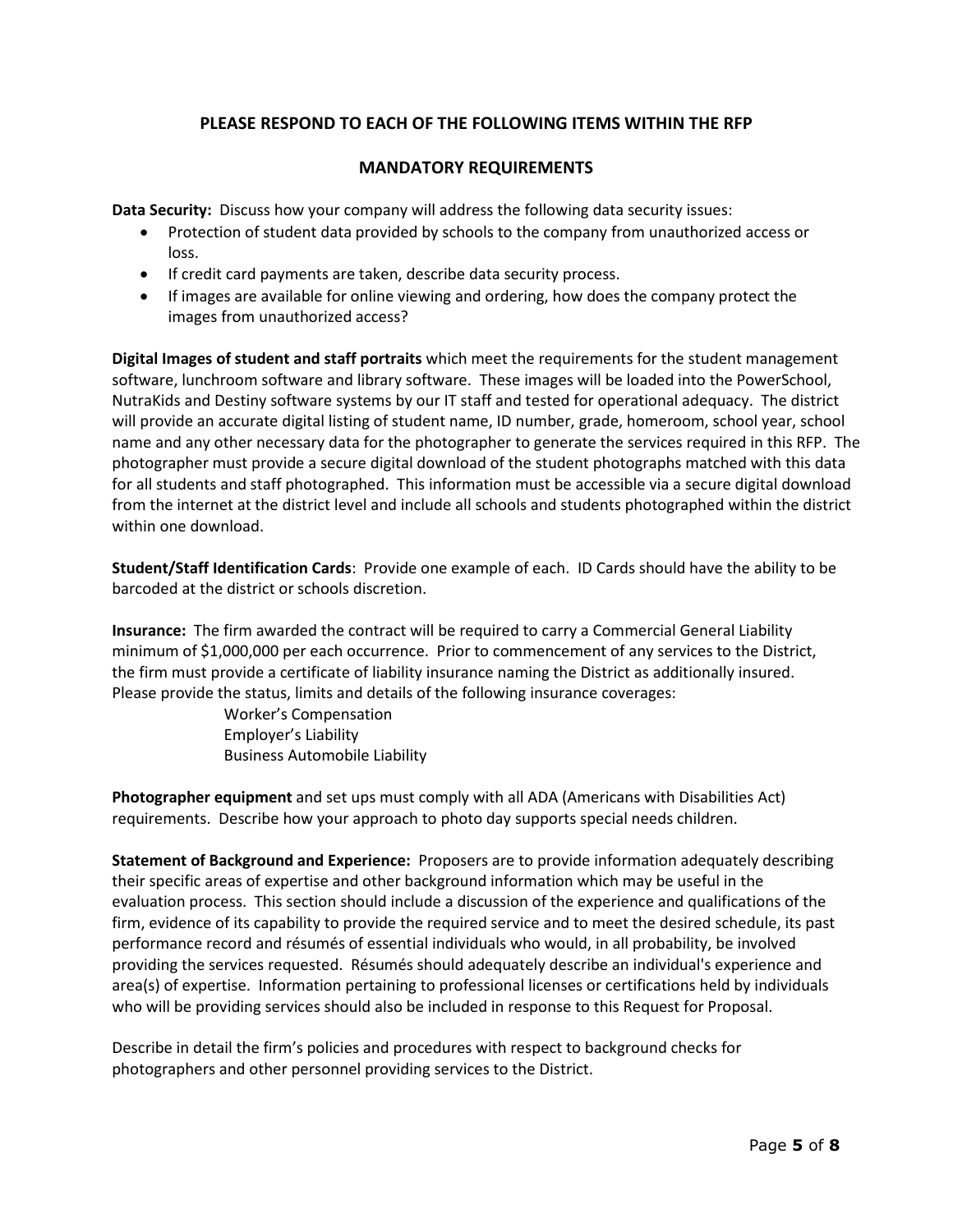## PLEASE RESPOND TO EACH OF THE FOLLOWING ITEMS WITHIN THE RFP

## MANDATORY REQUIREMENTS

**Data Security:** Discuss how your company will address the following data security issues:

- Protection of student data provided by schools to the company from unauthorized access or loss.
- If credit card payments are taken, describe data security process.
- If images are available for online viewing and ordering, how does the company protect the images from unauthorized access?

**Digital Images of student and staff portraits** which meet the requirements for the student management software, lunchroom software and library software. These images will be loaded into the PowerSchool, NutraKids and Destiny software systems by our IT staff and tested for operational adequacy. The district will provide an accurate digital listing of student name, ID number, grade, homeroom, school year, school name and any other necessary data for the photographer to generate the services required in this RFP. The photographer must provide a secure digital download of the student photographs matched with this data for all students and staff photographed. This information must be accessible via a secure digital download from the internet at the district level and include all schools and students photographed within the district within one download.

**Student/Staff Identification Cards**: Provide one example of each. ID Cards should have the ability to be barcoded at the district or schools discretion.

**Insurance:** The firm awarded the contract will be required to carry a Commercial General Liability minimum of $1,000,000 per each occurrence. Prior to commencement of any services to the District, the firm must provide a certificate of liability insurance naming the District as additionally insured. Please provide the status, limits and details of the following insurance coverages:

Worker's Compensation
Employer's Liability
Business Automobile Liability

**Photographer equipment** and set ups must comply with all ADA (Americans with Disabilities Act) requirements. Describe how your approach to photo day supports special needs children.

**Statement of Background and Experience:** Proposers are to provide information adequately describing their specific areas of expertise and other background information which may be useful in the evaluation process. This section should include a discussion of the experience and qualifications of the firm, evidence of its capability to provide the required service and to meet the desired schedule, its past performance record and résumés of essential individuals who would, in all probability, be involved providing the services requested. Résumés should adequately describe an individual's experience and area(s) of expertise. Information pertaining to professional licenses or certifications held by individuals who will be providing services should also be included in response to this Request for Proposal.

Describe in detail the firm's policies and procedures with respect to background checks for photographers and other personnel providing services to the District.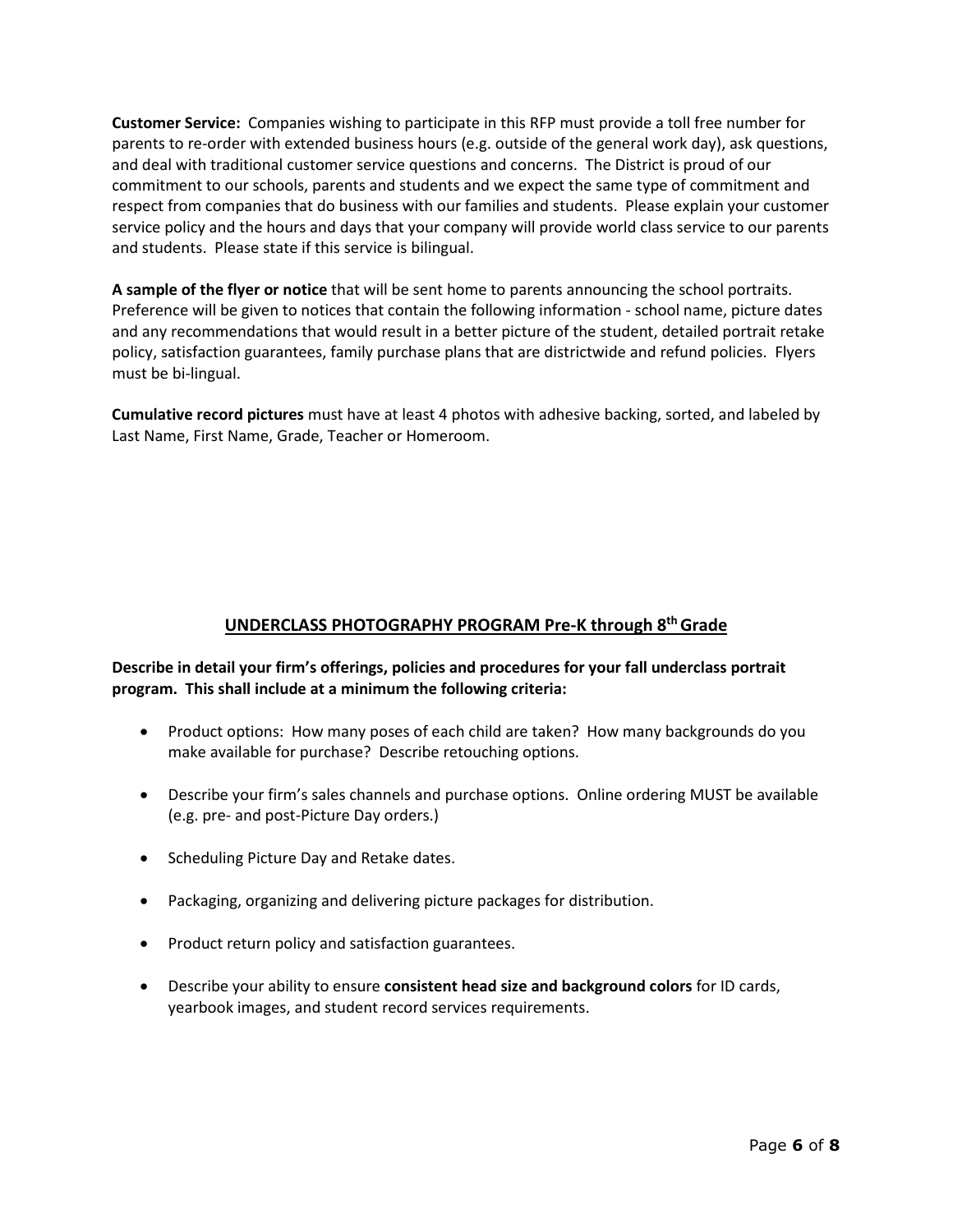**Customer Service:** Companies wishing to participate in this RFP must provide a toll free number for parents to re-order with extended business hours (e.g. outside of the general work day), ask questions, and deal with traditional customer service questions and concerns. The District is proud of our commitment to our schools, parents and students and we expect the same type of commitment and respect from companies that do business with our families and students. Please explain your customer service policy and the hours and days that your company will provide world class service to our parents and students. Please state if this service is bilingual.

**A sample of the flyer or notice** that will be sent home to parents announcing the school portraits. Preference will be given to notices that contain the following information - school name, picture dates and any recommendations that would result in a better picture of the student, detailed portrait retake policy, satisfaction guarantees, family purchase plans that are districtwide and refund policies. Flyers must be bi-lingual.

**Cumulative record pictures** must have at least 4 photos with adhesive backing, sorted, and labeled by Last Name, First Name, Grade, Teacher or Homeroom.

## UNDERCLASS PHOTOGRAPHY PROGRAM Pre-K through 8th Grade

**Describe in detail your firm's offerings, policies and procedures for your fall underclass portrait program. This shall include at a minimum the following criteria:**

- Product options: How many poses of each child are taken? How many backgrounds do you make available for purchase? Describe retouching options.
- Describe your firm's sales channels and purchase options. Online ordering MUST be available (e.g. pre- and post-Picture Day orders.)
- Scheduling Picture Day and Retake dates.
- Packaging, organizing and delivering picture packages for distribution.
- Product return policy and satisfaction guarantees.
- Describe your ability to ensure **consistent head size and background colors** for ID cards, yearbook images, and student record services requirements.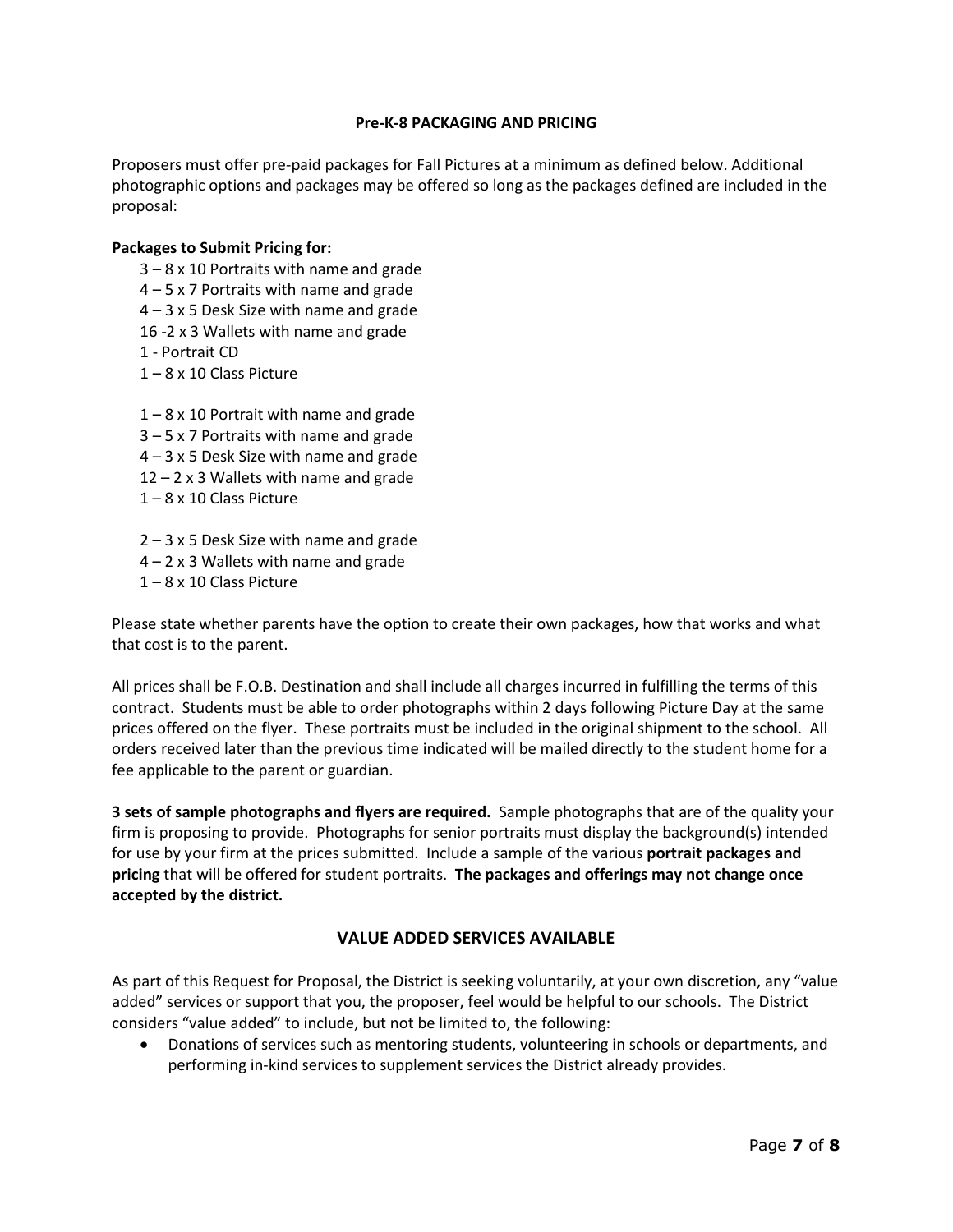## Pre-K-8 PACKAGING AND PRICING

Proposers must offer pre-paid packages for Fall Pictures at a minimum as defined below. Additional photographic options and packages may be offered so long as the packages defined are included in the proposal:

**Packages to Submit Pricing for:**

3 – 8 x 10 Portraits with name and grade
4 – 5 x 7 Portraits with name and grade
4 – 3 x 5 Desk Size with name and grade
16 -2 x 3 Wallets with name and grade
1 - Portrait CD
1 – 8 x 10 Class Picture

1 – 8 x 10 Portrait with name and grade
3 – 5 x 7 Portraits with name and grade
4 – 3 x 5 Desk Size with name and grade
12 – 2 x 3 Wallets with name and grade
1 – 8 x 10 Class Picture

2 – 3 x 5 Desk Size with name and grade
4 – 2 x 3 Wallets with name and grade
1 – 8 x 10 Class Picture

Please state whether parents have the option to create their own packages, how that works and what that cost is to the parent.

All prices shall be F.O.B. Destination and shall include all charges incurred in fulfilling the terms of this contract. Students must be able to order photographs within 2 days following Picture Day at the same prices offered on the flyer. These portraits must be included in the original shipment to the school. All orders received later than the previous time indicated will be mailed directly to the student home for a fee applicable to the parent or guardian.

**3 sets of sample photographs and flyers are required.** Sample photographs that are of the quality your firm is proposing to provide. Photographs for senior portraits must display the background(s) intended for use by your firm at the prices submitted. Include a sample of the various **portrait packages and pricing** that will be offered for student portraits. **The packages and offerings may not change once accepted by the district.**

## VALUE ADDED SERVICES AVAILABLE

As part of this Request for Proposal, the District is seeking voluntarily, at your own discretion, any "value added" services or support that you, the proposer, feel would be helpful to our schools. The District considers "value added" to include, but not be limited to, the following:

- Donations of services such as mentoring students, volunteering in schools or departments, and performing in-kind services to supplement services the District already provides.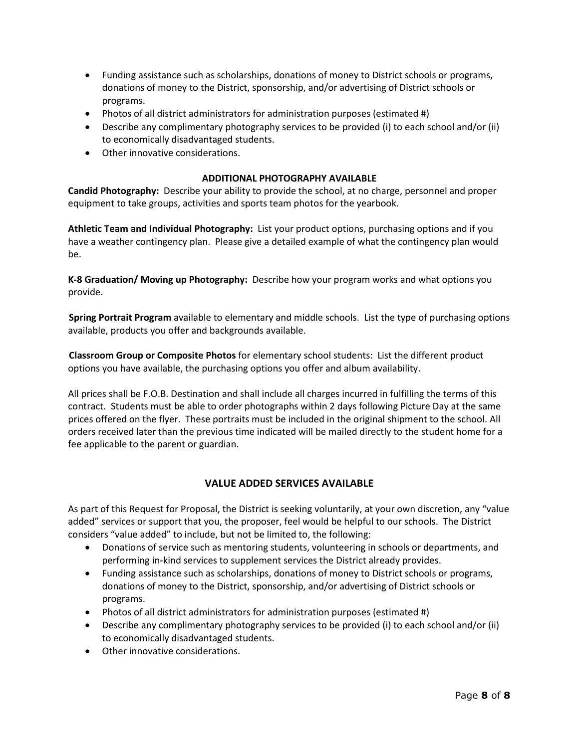- Funding assistance such as scholarships, donations of money to District schools or programs, donations of money to the District, sponsorship, and/or advertising of District schools or programs.
- Photos of all district administrators for administration purposes (estimated #)
- Describe any complimentary photography services to be provided (i) to each school and/or (ii) to economically disadvantaged students.
- Other innovative considerations.

### ADDITIONAL PHOTOGRAPHY AVAILABLE

**Candid Photography:** Describe your ability to provide the school, at no charge, personnel and proper equipment to take groups, activities and sports team photos for the yearbook.

**Athletic Team and Individual Photography:** List your product options, purchasing options and if you have a weather contingency plan. Please give a detailed example of what the contingency plan would be.

**K-8 Graduation/ Moving up Photography:** Describe how your program works and what options you provide.

**Spring Portrait Program** available to elementary and middle schools. List the type of purchasing options available, products you offer and backgrounds available.

**Classroom Group or Composite Photos** for elementary school students: List the different product options you have available, the purchasing options you offer and album availability.

All prices shall be F.O.B. Destination and shall include all charges incurred in fulfilling the terms of this contract. Students must be able to order photographs within 2 days following Picture Day at the same prices offered on the flyer. These portraits must be included in the original shipment to the school. All orders received later than the previous time indicated will be mailed directly to the student home for a fee applicable to the parent or guardian.

## VALUE ADDED SERVICES AVAILABLE

As part of this Request for Proposal, the District is seeking voluntarily, at your own discretion, any "value added" services or support that you, the proposer, feel would be helpful to our schools. The District considers "value added" to include, but not be limited to, the following:

- Donations of service such as mentoring students, volunteering in schools or departments, and performing in-kind services to supplement services the District already provides.
- Funding assistance such as scholarships, donations of money to District schools or programs, donations of money to the District, sponsorship, and/or advertising of District schools or programs.
- Photos of all district administrators for administration purposes (estimated #)
- Describe any complimentary photography services to be provided (i) to each school and/or (ii) to economically disadvantaged students.
- Other innovative considerations.